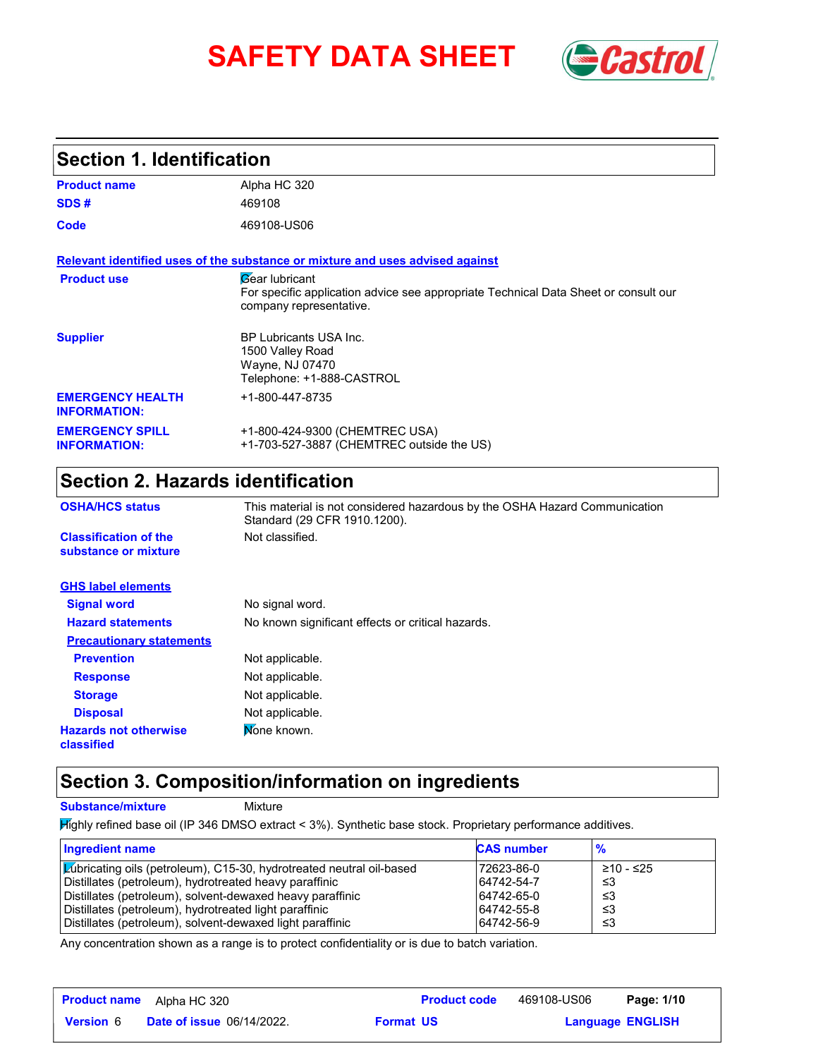# SAFETY DATA SHEET

## Section 1. Identification

| | |
|---|---|
| **Product name** | Alpha HC 320 |
| **SDS #** | 469108 |
| **Code** | 469108-US06 |

**Relevant identified uses of the substance or mixture and uses advised against**

| | |
|---|---|
| **Product use** | Gear lubricant<br>For specific application advice see appropriate Technical Data Sheet or consult our company representative. |
| **Supplier** | BP Lubricants USA Inc.<br>1500 Valley Road<br>Wayne, NJ 07470<br>Telephone: +1-888-CASTROL |
| **EMERGENCY HEALTH INFORMATION:** | +1-800-447-8735 |
| **EMERGENCY SPILL INFORMATION:** | +1-800-424-9300 (CHEMTREC USA)<br>+1-703-527-3887 (CHEMTREC outside the US) |

## Section 2. Hazards identification

| | |
|---|---|
| **OSHA/HCS status** | This material is not considered hazardous by the OSHA Hazard Communication Standard (29 CFR 1910.1200). |
| **Classification of the substance or mixture** | Not classified. |

**GHS label elements**

| | |
|---|---|
| **Signal word** | No signal word. |
| **Hazard statements** | No known significant effects or critical hazards. |

**Precautionary statements**

| | |
|---|---|
| **Prevention** | Not applicable. |
| **Response** | Not applicable. |
| **Storage** | Not applicable. |
| **Disposal** | Not applicable. |
| **Hazards not otherwise classified** | None known. |

## Section 3. Composition/information on ingredients

**Substance/mixture** Mixture

Highly refined base oil (IP 346 DMSO extract < 3%). Synthetic base stock. Proprietary performance additives.

| Ingredient name | CAS number | % |
|---|---|---|
| Lubricating oils (petroleum), C15-30, hydrotreated neutral oil-based | 72623-86-0 | ≥10 - ≤25 |
| Distillates (petroleum), hydrotreated heavy paraffinic | 64742-54-7 | ≤3 |
| Distillates (petroleum), solvent-dewaxed heavy paraffinic | 64742-65-0 | ≤3 |
| Distillates (petroleum), hydrotreated light paraffinic | 64742-55-8 | ≤3 |
| Distillates (petroleum), solvent-dewaxed light paraffinic | 64742-56-9 | ≤3 |

Any concentration shown as a range is to protect confidentiality or is due to batch variation.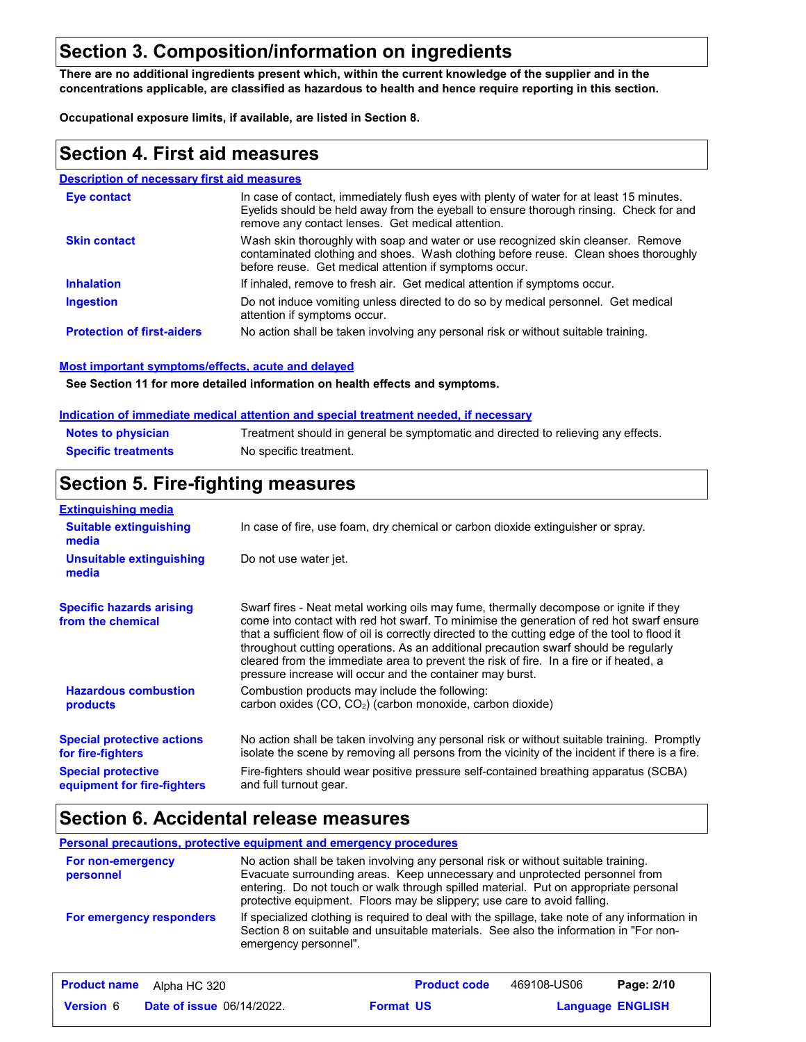## Section 3. Composition/information on ingredients

**There are no additional ingredients present which, within the current knowledge of the supplier and in the concentrations applicable, are classified as hazardous to health and hence require reporting in this section.**

**Occupational exposure limits, if available, are listed in Section 8.**

## Section 4. First aid measures

### Description of necessary first aid measures

| | |
|---|---|
| **Eye contact** | In case of contact, immediately flush eyes with plenty of water for at least 15 minutes. Eyelids should be held away from the eyeball to ensure thorough rinsing. Check for and remove any contact lenses. Get medical attention. |
| **Skin contact** | Wash skin thoroughly with soap and water or use recognized skin cleanser. Remove contaminated clothing and shoes. Wash clothing before reuse. Clean shoes thoroughly before reuse. Get medical attention if symptoms occur. |
| **Inhalation** | If inhaled, remove to fresh air. Get medical attention if symptoms occur. |
| **Ingestion** | Do not induce vomiting unless directed to do so by medical personnel. Get medical attention if symptoms occur. |
| **Protection of first-aiders** | No action shall be taken involving any personal risk or without suitable training. |

### Most important symptoms/effects, acute and delayed

**See Section 11 for more detailed information on health effects and symptoms.**

### Indication of immediate medical attention and special treatment needed, if necessary

| | |
|---|---|
| **Notes to physician** | Treatment should in general be symptomatic and directed to relieving any effects. |
| **Specific treatments** | No specific treatment. |

## Section 5. Fire-fighting measures

### Extinguishing media

| | |
|---|---|
| **Suitable extinguishing media** | In case of fire, use foam, dry chemical or carbon dioxide extinguisher or spray. |
| **Unsuitable extinguishing media** | Do not use water jet. |

| | |
|---|---|
| **Specific hazards arising from the chemical** | Swarf fires - Neat metal working oils may fume, thermally decompose or ignite if they come into contact with red hot swarf. To minimise the generation of red hot swarf ensure that a sufficient flow of oil is correctly directed to the cutting edge of the tool to flood it throughout cutting operations. As an additional precaution swarf should be regularly cleared from the immediate area to prevent the risk of fire. In a fire or if heated, a pressure increase will occur and the container may burst. |
| **Hazardous combustion products** | Combustion products may include the following: carbon oxides (CO, $CO_2$) (carbon monoxide, carbon dioxide) |
| **Special protective actions for fire-fighters** | No action shall be taken involving any personal risk or without suitable training. Promptly isolate the scene by removing all persons from the vicinity of the incident if there is a fire. |
| **Special protective equipment for fire-fighters** | Fire-fighters should wear positive pressure self-contained breathing apparatus (SCBA) and full turnout gear. |

## Section 6. Accidental release measures

### Personal precautions, protective equipment and emergency procedures

| | |
|---|---|
| **For non-emergency personnel** | No action shall be taken involving any personal risk or without suitable training. Evacuate surrounding areas. Keep unnecessary and unprotected personnel from entering. Do not touch or walk through spilled material. Put on appropriate personal protective equipment. Floors may be slippery; use care to avoid falling. |
| **For emergency responders** | If specialized clothing is required to deal with the spillage, take note of any information in Section 8 on suitable and unsuitable materials. See also the information in "For non-emergency personnel". |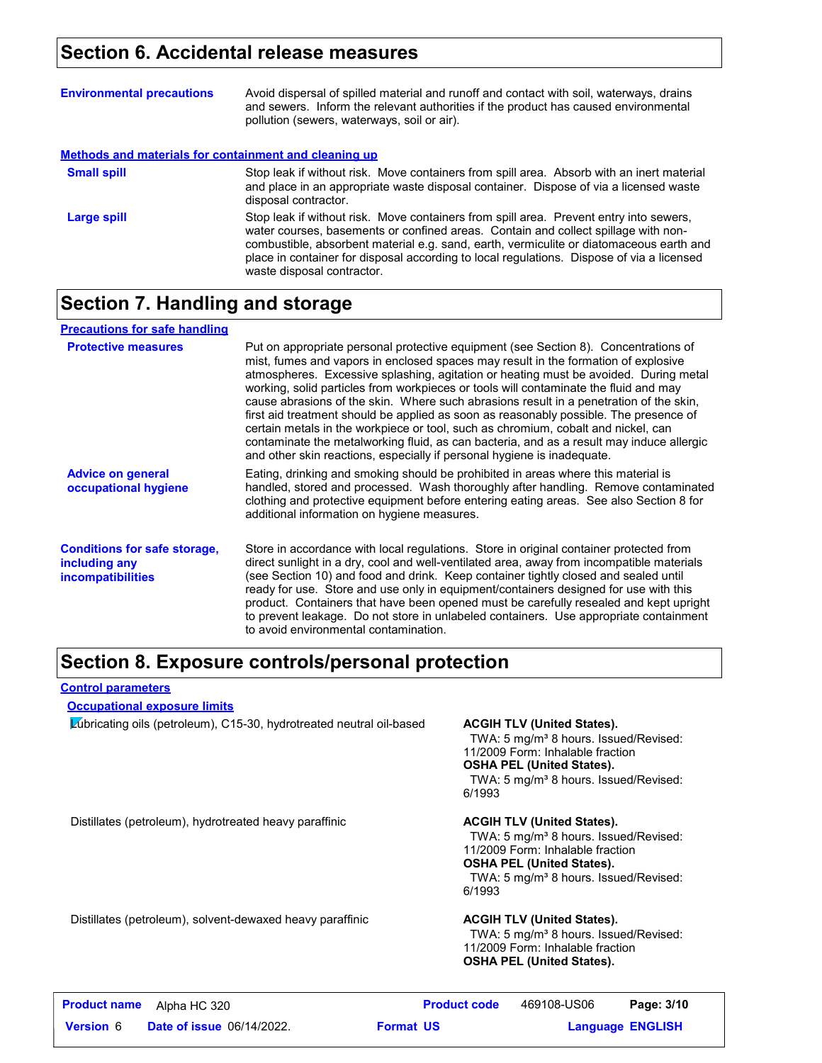## Section 6. Accidental release measures

**Environmental precautions**

Avoid dispersal of spilled material and runoff and contact with soil, waterways, drains and sewers. Inform the relevant authorities if the product has caused environmental pollution (sewers, waterways, soil or air).

**Methods and materials for containment and cleaning up**

**Small spill**

Stop leak if without risk. Move containers from spill area. Absorb with an inert material and place in an appropriate waste disposal container. Dispose of via a licensed waste disposal contractor.

**Large spill**

Stop leak if without risk. Move containers from spill area. Prevent entry into sewers, water courses, basements or confined areas. Contain and collect spillage with non-combustible, absorbent material e.g. sand, earth, vermiculite or diatomaceous earth and place in container for disposal according to local regulations. Dispose of via a licensed waste disposal contractor.

## Section 7. Handling and storage

**Precautions for safe handling**

**Protective measures**

Put on appropriate personal protective equipment (see Section 8). Concentrations of mist, fumes and vapors in enclosed spaces may result in the formation of explosive atmospheres. Excessive splashing, agitation or heating must be avoided. During metal working, solid particles from workpieces or tools will contaminate the fluid and may cause abrasions of the skin. Where such abrasions result in a penetration of the skin, first aid treatment should be applied as soon as reasonably possible. The presence of certain metals in the workpiece or tool, such as chromium, cobalt and nickel, can contaminate the metalworking fluid, as can bacteria, and as a result may induce allergic and other skin reactions, especially if personal hygiene is inadequate.

**Advice on general occupational hygiene**

Eating, drinking and smoking should be prohibited in areas where this material is handled, stored and processed. Wash thoroughly after handling. Remove contaminated clothing and protective equipment before entering eating areas. See also Section 8 for additional information on hygiene measures.

**Conditions for safe storage, including any incompatibilities**

Store in accordance with local regulations. Store in original container protected from direct sunlight in a dry, cool and well-ventilated area, away from incompatible materials (see Section 10) and food and drink. Keep container tightly closed and sealed until ready for use. Store and use only in equipment/containers designed for use with this product. Containers that have been opened must be carefully resealed and kept upright to prevent leakage. Do not store in unlabeled containers. Use appropriate containment to avoid environmental contamination.

## Section 8. Exposure controls/personal protection

**Control parameters**

**Occupational exposure limits**

| | |
|---|---|
| Lubricating oils (petroleum), C15-30, hydrotreated neutral oil-based | **ACGIH TLV (United States).** TWA: 5 mg/m³ 8 hours. Issued/Revised: 11/2009 Form: Inhalable fraction<br>**OSHA PEL (United States).** TWA: 5 mg/m³ 8 hours. Issued/Revised: 6/1993 |
| Distillates (petroleum), hydrotreated heavy paraffinic | **ACGIH TLV (United States).** TWA: 5 mg/m³ 8 hours. Issued/Revised: 11/2009 Form: Inhalable fraction<br>**OSHA PEL (United States).** TWA: 5 mg/m³ 8 hours. Issued/Revised: 6/1993 |
| Distillates (petroleum), solvent-dewaxed heavy paraffinic | **ACGIH TLV (United States).** TWA: 5 mg/m³ 8 hours. Issued/Revised: 11/2009 Form: Inhalable fraction<br>**OSHA PEL (United States).** |

| **Product name** | Alpha HC 320 | **Product code** | 469108-US06 |
|---|---|---|---|
| **Version** 6 | **Date of issue** 06/14/2022. | **Format** US | **Language** ENGLISH |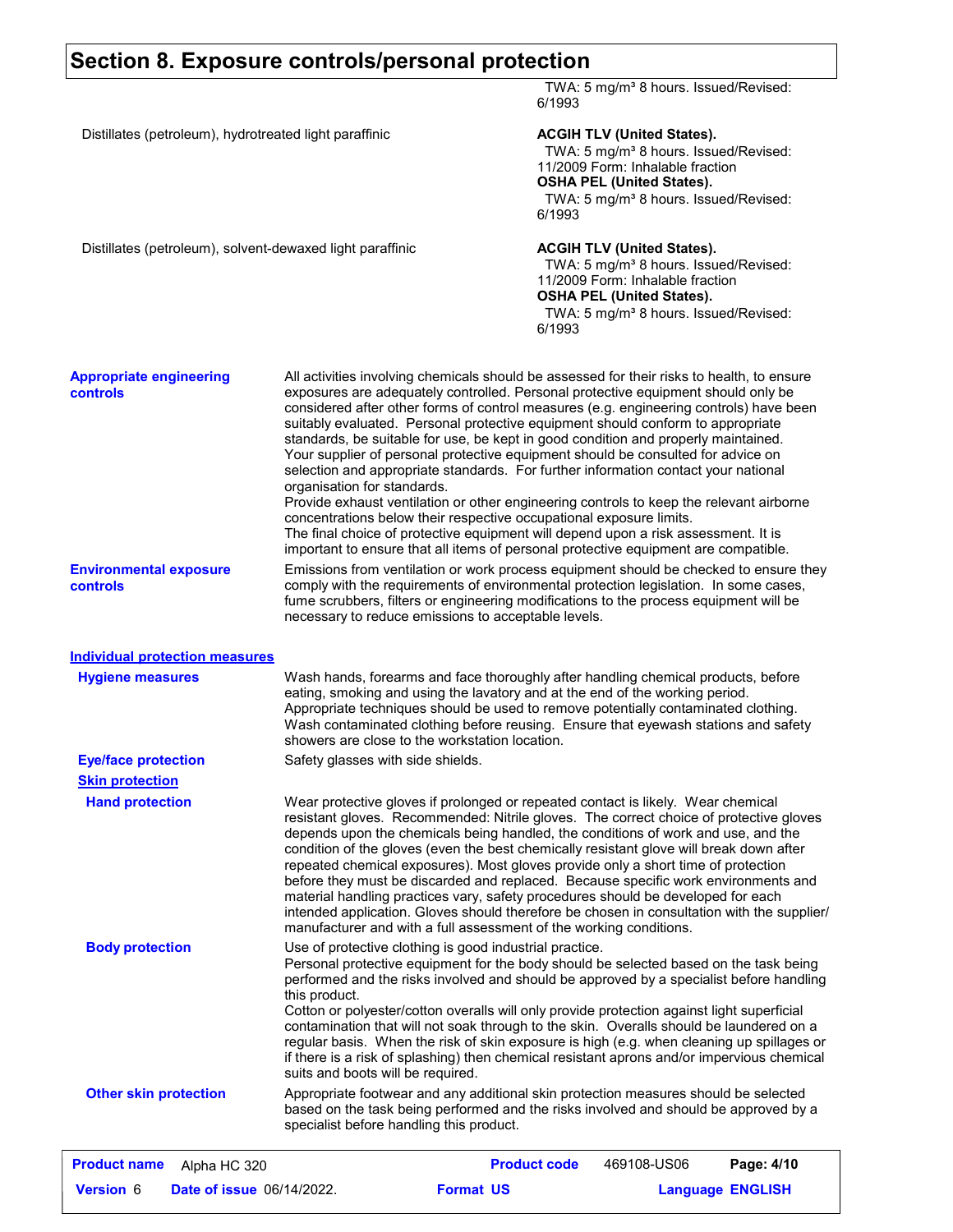## Section 8. Exposure controls/personal protection

| | |
|---|---|
| | TWA: 5 mg/m³ 8 hours. Issued/Revised: 6/1993 |
| Distillates (petroleum), hydrotreated light paraffinic | **ACGIH TLV (United States).** TWA: 5 mg/m³ 8 hours. Issued/Revised: 11/2009 Form: Inhalable fraction **OSHA PEL (United States).** TWA: 5 mg/m³ 8 hours. Issued/Revised: 6/1993 |
| Distillates (petroleum), solvent-dewaxed light paraffinic | **ACGIH TLV (United States).** TWA: 5 mg/m³ 8 hours. Issued/Revised: 11/2009 Form: Inhalable fraction **OSHA PEL (United States).** TWA: 5 mg/m³ 8 hours. Issued/Revised: 6/1993 |

**Appropriate engineering controls**

All activities involving chemicals should be assessed for their risks to health, to ensure exposures are adequately controlled. Personal protective equipment should only be considered after other forms of control measures (e.g. engineering controls) have been suitably evaluated. Personal protective equipment should conform to appropriate standards, be suitable for use, be kept in good condition and properly maintained. Your supplier of personal protective equipment should be consulted for advice on selection and appropriate standards. For further information contact your national organisation for standards.
Provide exhaust ventilation or other engineering controls to keep the relevant airborne concentrations below their respective occupational exposure limits.
The final choice of protective equipment will depend upon a risk assessment. It is important to ensure that all items of personal protective equipment are compatible.

**Environmental exposure controls**

Emissions from ventilation or work process equipment should be checked to ensure they comply with the requirements of environmental protection legislation. In some cases, fume scrubbers, filters or engineering modifications to the process equipment will be necessary to reduce emissions to acceptable levels.

### Individual protection measures

**Hygiene measures**

Wash hands, forearms and face thoroughly after handling chemical products, before eating, smoking and using the lavatory and at the end of the working period. Appropriate techniques should be used to remove potentially contaminated clothing. Wash contaminated clothing before reusing. Ensure that eyewash stations and safety showers are close to the workstation location.

**Eye/face protection**

Safety glasses with side shields.

**Skin protection**

**Hand protection**

Wear protective gloves if prolonged or repeated contact is likely. Wear chemical resistant gloves. Recommended: Nitrile gloves. The correct choice of protective gloves depends upon the chemicals being handled, the conditions of work and use, and the condition of the gloves (even the best chemically resistant glove will break down after repeated chemical exposures). Most gloves provide only a short time of protection before they must be discarded and replaced. Because specific work environments and material handling practices vary, safety procedures should be developed for each intended application. Gloves should therefore be chosen in consultation with the supplier/manufacturer and with a full assessment of the working conditions.

**Body protection**

Use of protective clothing is good industrial practice.
Personal protective equipment for the body should be selected based on the task being performed and the risks involved and should be approved by a specialist before handling this product.
Cotton or polyester/cotton overalls will only provide protection against light superficial contamination that will not soak through to the skin. Overalls should be laundered on a regular basis. When the risk of skin exposure is high (e.g. when cleaning up spillages or if there is a risk of splashing) then chemical resistant aprons and/or impervious chemical suits and boots will be required.

**Other skin protection**

Appropriate footwear and any additional skin protection measures should be selected based on the task being performed and the risks involved and should be approved by a specialist before handling this product.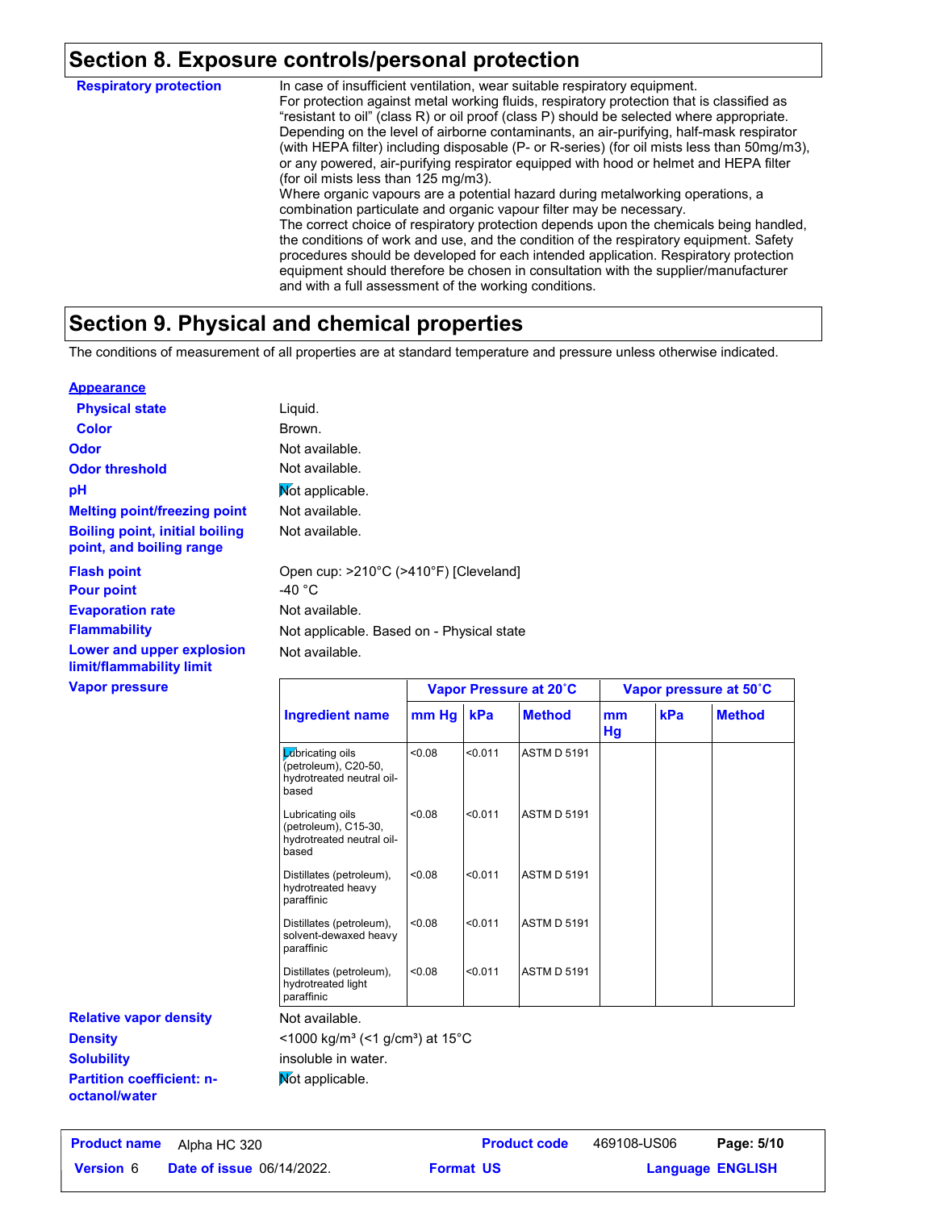## Section 8. Exposure controls/personal protection

**Respiratory protection**

In case of insufficient ventilation, wear suitable respiratory equipment.
For protection against metal working fluids, respiratory protection that is classified as "resistant to oil" (class R) or oil proof (class P) should be selected where appropriate. Depending on the level of airborne contaminants, an air-purifying, half-mask respirator (with HEPA filter) including disposable (P- or R-series) (for oil mists less than 50mg/m3), or any powered, air-purifying respirator equipped with hood or helmet and HEPA filter (for oil mists less than 125 mg/m3).
Where organic vapours are a potential hazard during metalworking operations, a combination particulate and organic vapour filter may be necessary.
The correct choice of respiratory protection depends upon the chemicals being handled, the conditions of work and use, and the condition of the respiratory equipment. Safety procedures should be developed for each intended application. Respiratory protection equipment should therefore be chosen in consultation with the supplier/manufacturer and with a full assessment of the working conditions.

## Section 9. Physical and chemical properties

The conditions of measurement of all properties are at standard temperature and pressure unless otherwise indicated.

**Appearance**

| | |
|---|---|
| **Physical state** | Liquid. |
| **Color** | Brown. |
| **Odor** | Not available. |
| **Odor threshold** | Not available. |
| **pH** | Not applicable. |
| **Melting point/freezing point** | Not available. |
| **Boiling point, initial boiling point, and boiling range** | Not available. |
| **Flash point** | Open cup: >210°C (>410°F) [Cleveland] |
| **Pour point** | -40 °C |
| **Evaporation rate** | Not available. |
| **Flammability** | Not applicable. Based on - Physical state |
| **Lower and upper explosion limit/flammability limit** | Not available. |

**Vapor pressure**

| | Vapor Pressure at 20˚C | | | Vapor pressure at 50˚C | | |
|---|---|---|---|---|---|---|
| **Ingredient name** | **mm Hg** | **kPa** | **Method** | **mm Hg** | **kPa** | **Method** |
| Lubricating oils (petroleum), C20-50, hydrotreated neutral oil-based | <0.08 | <0.011 | ASTM D 5191 | | | |
| Lubricating oils (petroleum), C15-30, hydrotreated neutral oil-based | <0.08 | <0.011 | ASTM D 5191 | | | |
| Distillates (petroleum), hydrotreated heavy paraffinic | <0.08 | <0.011 | ASTM D 5191 | | | |
| Distillates (petroleum), solvent-dewaxed heavy paraffinic | <0.08 | <0.011 | ASTM D 5191 | | | |
| Distillates (petroleum), hydrotreated light paraffinic | <0.08 | <0.011 | ASTM D 5191 | | | |

| | |
|---|---|
| **Relative vapor density** | Not available. |
| **Density** | <1000 kg/m³ (<1 g/cm³) at 15°C |
| **Solubility** | insoluble in water. |
| **Partition coefficient: n-octanol/water** | Not applicable. |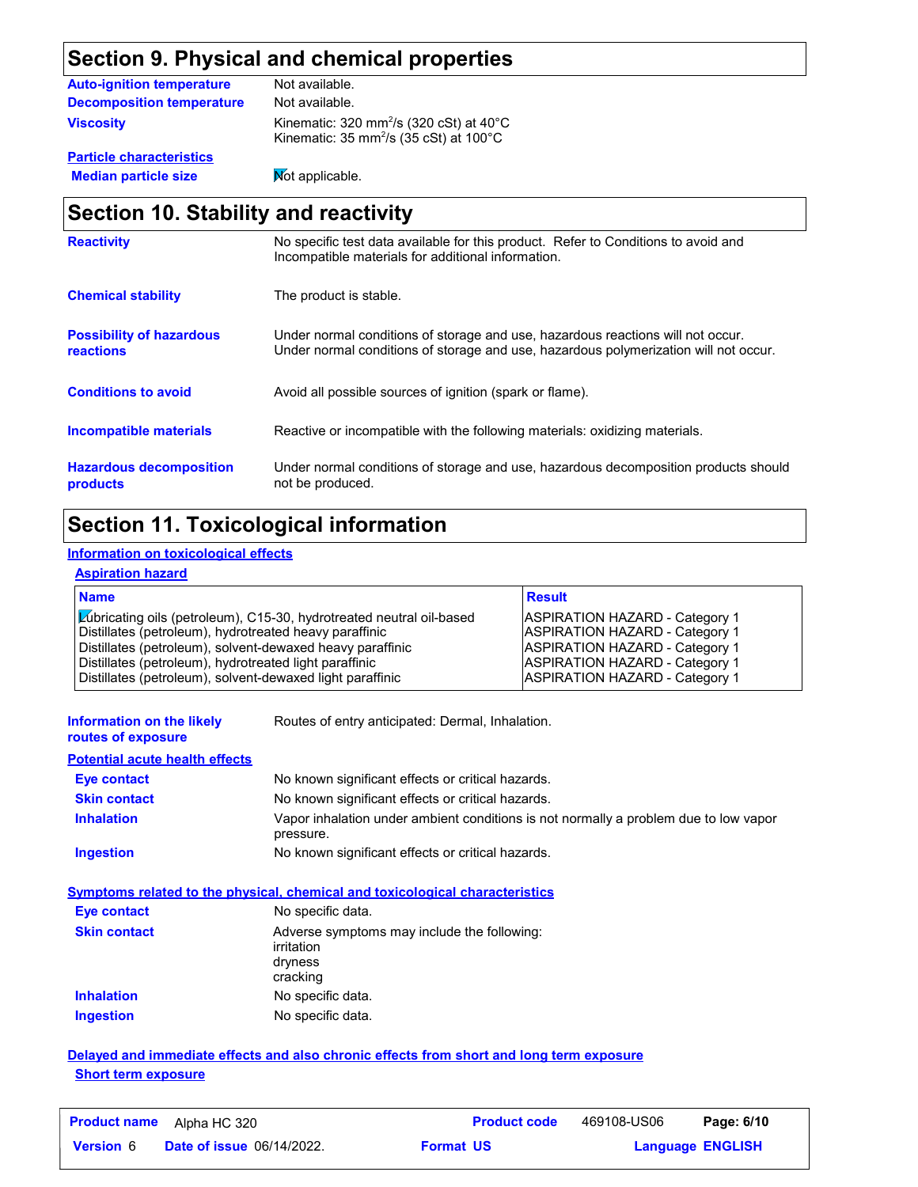## Section 9. Physical and chemical properties

| | |
|---|---|
| **Auto-ignition temperature** | Not available. |
| **Decomposition temperature** | Not available. |
| **Viscosity** | Kinematic: 320 $mm^2/s$ (320 cSt) at 40°C<br>Kinematic: 35 $mm^2/s$ (35 cSt) at 100°C |

**Particle characteristics**

**Median particle size** Not applicable.

## Section 10. Stability and reactivity

| | |
|---|---|
| **Reactivity** | No specific test data available for this product. Refer to Conditions to avoid and Incompatible materials for additional information. |
| **Chemical stability** | The product is stable. |
| **Possibility of hazardous reactions** | Under normal conditions of storage and use, hazardous reactions will not occur.<br>Under normal conditions of storage and use, hazardous polymerization will not occur. |
| **Conditions to avoid** | Avoid all possible sources of ignition (spark or flame). |
| **Incompatible materials** | Reactive or incompatible with the following materials: oxidizing materials. |
| **Hazardous decomposition products** | Under normal conditions of storage and use, hazardous decomposition products should not be produced. |

## Section 11. Toxicological information

**Information on toxicological effects**

**Aspiration hazard**

| Name | Result |
|---|---|
| Lubricating oils (petroleum), C15-30, hydrotreated neutral oil-based | ASPIRATION HAZARD - Category 1 |
| Distillates (petroleum), hydrotreated heavy paraffinic | ASPIRATION HAZARD - Category 1 |
| Distillates (petroleum), solvent-dewaxed heavy paraffinic | ASPIRATION HAZARD - Category 1 |
| Distillates (petroleum), hydrotreated light paraffinic | ASPIRATION HAZARD - Category 1 |
| Distillates (petroleum), solvent-dewaxed light paraffinic | ASPIRATION HAZARD - Category 1 |

**Information on the likely routes of exposure** Routes of entry anticipated: Dermal, Inhalation.

**Potential acute health effects**

| | |
|---|---|
| **Eye contact** | No known significant effects or critical hazards. |
| **Skin contact** | No known significant effects or critical hazards. |
| **Inhalation** | Vapor inhalation under ambient conditions is not normally a problem due to low vapor pressure. |
| **Ingestion** | No known significant effects or critical hazards. |

**Symptoms related to the physical, chemical and toxicological characteristics**

| | |
|---|---|
| **Eye contact** | No specific data. |
| **Skin contact** | Adverse symptoms may include the following:<br>irritation<br>dryness<br>cracking |
| **Inhalation** | No specific data. |
| **Ingestion** | No specific data. |

**Delayed and immediate effects and also chronic effects from short and long term exposure**

**Short term exposure**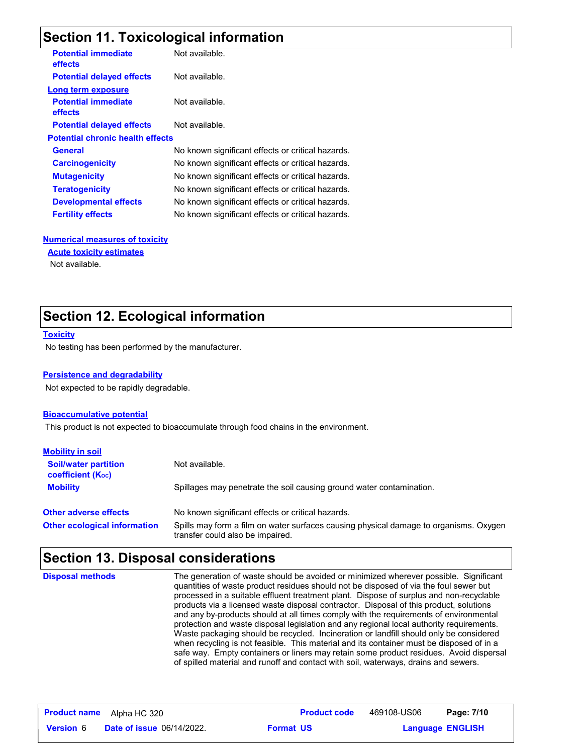## Section 11. Toxicological information

| | |
|---|---|
| **Potential immediate effects** | Not available. |
| **Potential delayed effects** | Not available. |

**Long term exposure**

| | |
|---|---|
| **Potential immediate effects** | Not available. |
| **Potential delayed effects** | Not available. |

**Potential chronic health effects**

| | |
|---|---|
| **General** | No known significant effects or critical hazards. |
| **Carcinogenicity** | No known significant effects or critical hazards. |
| **Mutagenicity** | No known significant effects or critical hazards. |
| **Teratogenicity** | No known significant effects or critical hazards. |
| **Developmental effects** | No known significant effects or critical hazards. |
| **Fertility effects** | No known significant effects or critical hazards. |

**Numerical measures of toxicity**

**Acute toxicity estimates**

Not available.

## Section 12. Ecological information

**Toxicity**

No testing has been performed by the manufacturer.

**Persistence and degradability**

Not expected to be rapidly degradable.

**Bioaccumulative potential**

This product is not expected to bioaccumulate through food chains in the environment.

**Mobility in soil**

| | |
|---|---|
| **Soil/water partition coefficient ($K_{OC}$)** | Not available. |
| **Mobility** | Spillages may penetrate the soil causing ground water contamination. |

| | |
|---|---|
| **Other adverse effects** | No known significant effects or critical hazards. |
| **Other ecological information** | Spills may form a film on water surfaces causing physical damage to organisms. Oxygen transfer could also be impaired. |

## Section 13. Disposal considerations

**Disposal methods**

The generation of waste should be avoided or minimized wherever possible. Significant quantities of waste product residues should not be disposed of via the foul sewer but processed in a suitable effluent treatment plant. Dispose of surplus and non-recyclable products via a licensed waste disposal contractor. Disposal of this product, solutions and any by-products should at all times comply with the requirements of environmental protection and waste disposal legislation and any regional local authority requirements. Waste packaging should be recycled. Incineration or landfill should only be considered when recycling is not feasible. This material and its container must be disposed of in a safe way. Empty containers or liners may retain some product residues. Avoid dispersal of spilled material and runoff and contact with soil, waterways, drains and sewers.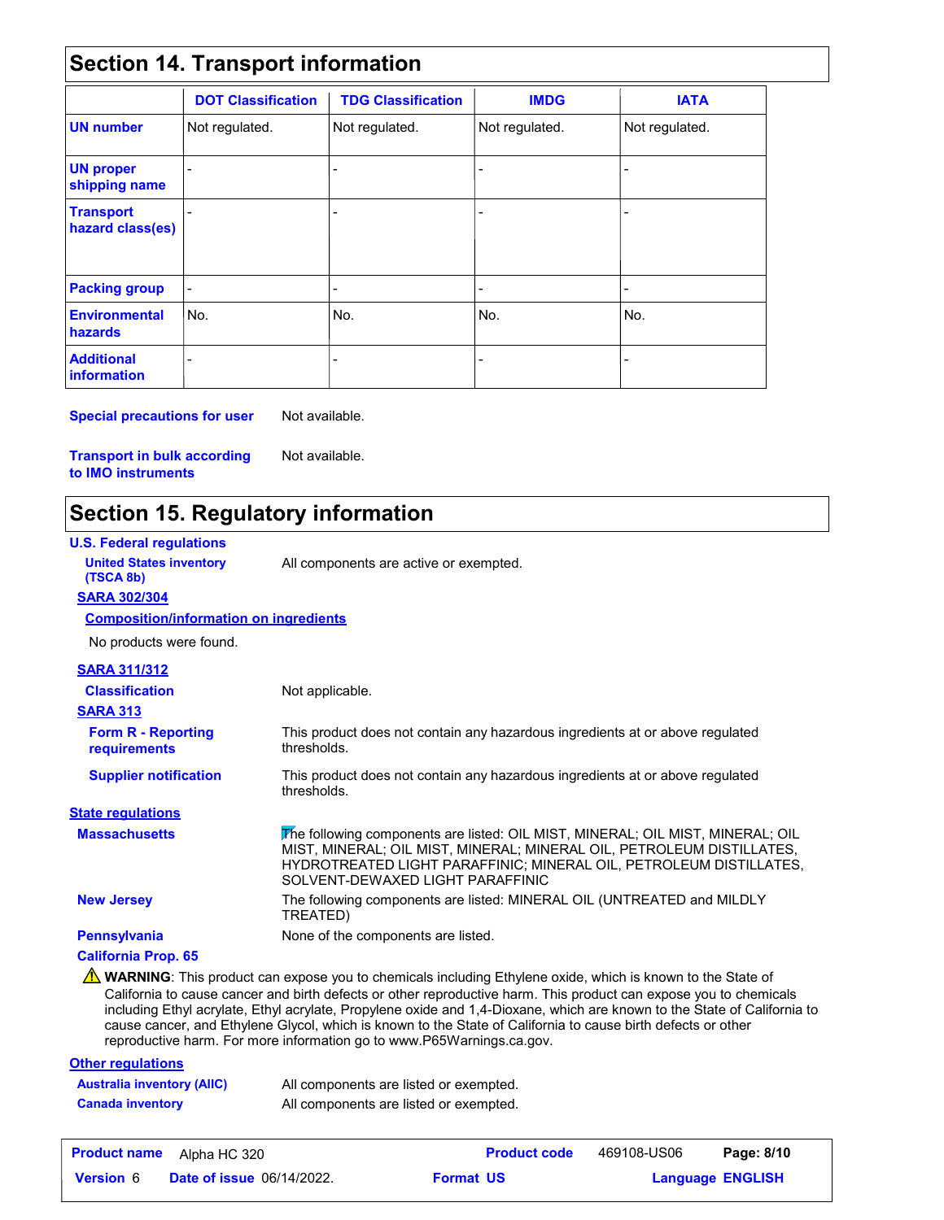## Section 14. Transport information

| | DOT Classification | TDG Classification | IMDG | IATA |
|---|---|---|---|---|
| **UN number** | Not regulated. | Not regulated. | Not regulated. | Not regulated. |
| **UN proper shipping name** | - | - | - | - |
| **Transport hazard class(es)** | - | - | - | - |
| **Packing group** | - | - | - | - |
| **Environmental hazards** | No. | No. | No. | No. |
| **Additional information** | - | - | - | - |

**Special precautions for user** Not available.

**Transport in bulk according to IMO instruments** Not available.

## Section 15. Regulatory information

**U.S. Federal regulations**

**United States inventory (TSCA 8b)** All components are active or exempted.

**SARA 302/304**

**Composition/information on ingredients**

No products were found.

**SARA 311/312**

**Classification** Not applicable.

**SARA 313**

**Form R - Reporting requirements** This product does not contain any hazardous ingredients at or above regulated thresholds.

**Supplier notification** This product does not contain any hazardous ingredients at or above regulated thresholds.

**State regulations**

**Massachusetts** The following components are listed: OIL MIST, MINERAL; OIL MIST, MINERAL; OIL MIST, MINERAL; OIL MIST, MINERAL; MINERAL OIL, PETROLEUM DISTILLATES, HYDROTREATED LIGHT PARAFFINIC; MINERAL OIL, PETROLEUM DISTILLATES, SOLVENT-DEWAXED LIGHT PARAFFINIC

**New Jersey** The following components are listed: MINERAL OIL (UNTREATED and MILDLY TREATED)

**Pennsylvania** None of the components are listed.

**California Prop. 65**

⚠ **WARNING**: This product can expose you to chemicals including Ethylene oxide, which is known to the State of California to cause cancer and birth defects or other reproductive harm. This product can expose you to chemicals including Ethyl acrylate, Ethyl acrylate, Propylene oxide and 1,4-Dioxane, which are known to the State of California to cause cancer, and Ethylene Glycol, which is known to the State of California to cause birth defects or other reproductive harm. For more information go to www.P65Warnings.ca.gov.

**Other regulations**

**Australia inventory (AIIC)** All components are listed or exempted.

**Canada inventory** All components are listed or exempted.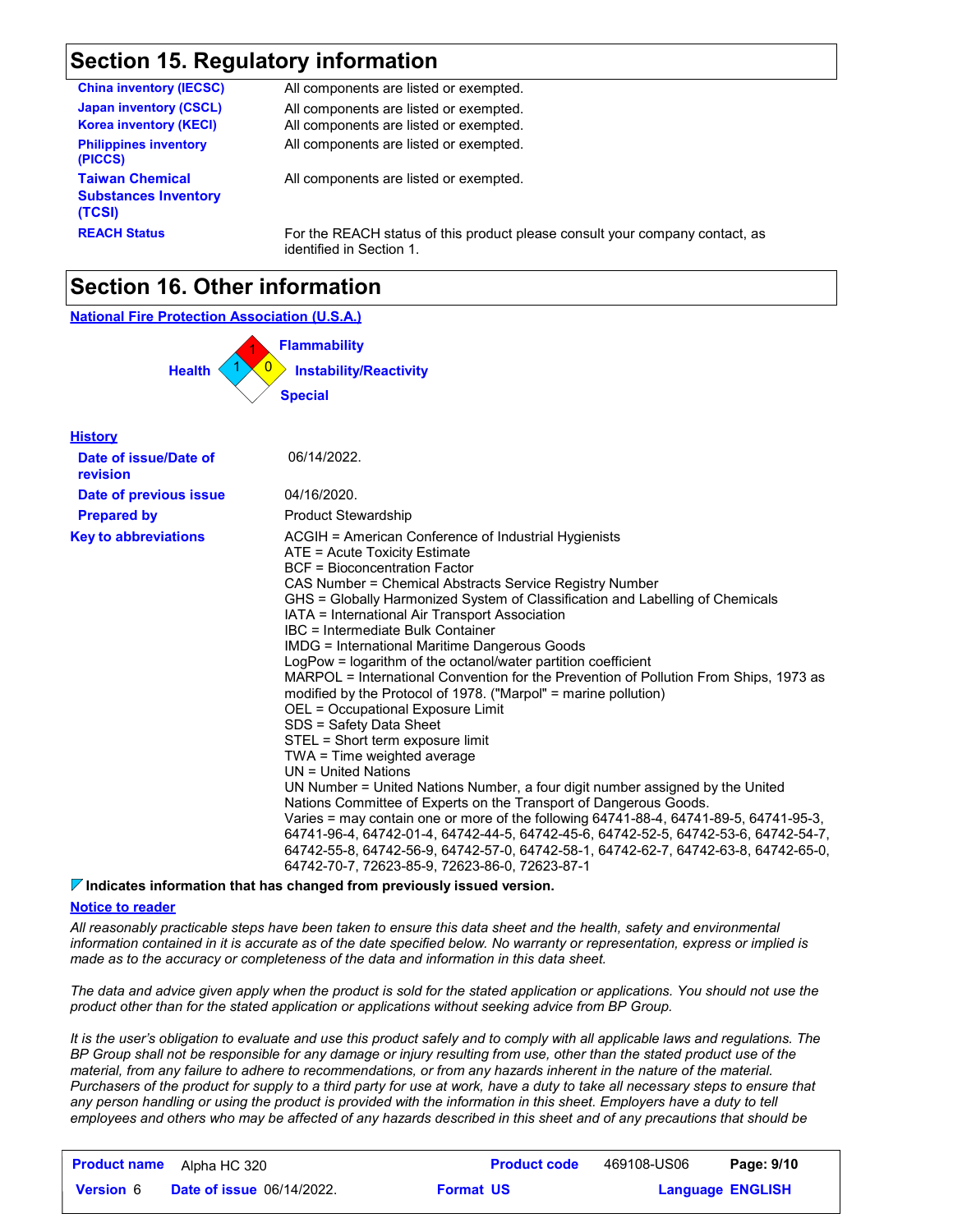## Section 15. Regulatory information

| | |
|---|---|
| **China inventory (IECSC)** | All components are listed or exempted. |
| **Japan inventory (CSCL)** | All components are listed or exempted. |
| **Korea inventory (KECI)** | All components are listed or exempted. |
| **Philippines inventory (PICCS)** | All components are listed or exempted. |
| **Taiwan Chemical Substances Inventory (TCSI)** | All components are listed or exempted. |
| **REACH Status** | For the REACH status of this product please consult your company contact, as identified in Section 1. |

## Section 16. Other information

**National Fire Protection Association (U.S.A.)**

| | |
|---|---|
| Health | 1 |
| Flammability | 1 |
| Instability/Reactivity | 0 |
| Special | |

**History**

| | |
|---|---|
| **Date of issue/Date of revision** | 06/14/2022. |
| **Date of previous issue** | 04/16/2020. |
| **Prepared by** | Product Stewardship |

**Key to abbreviations**

ACGIH = American Conference of Industrial Hygienists
ATE = Acute Toxicity Estimate
BCF = Bioconcentration Factor
CAS Number = Chemical Abstracts Service Registry Number
GHS = Globally Harmonized System of Classification and Labelling of Chemicals
IATA = International Air Transport Association
IBC = Intermediate Bulk Container
IMDG = International Maritime Dangerous Goods
LogPow = logarithm of the octanol/water partition coefficient
MARPOL = International Convention for the Prevention of Pollution From Ships, 1973 as modified by the Protocol of 1978. ("Marpol" = marine pollution)
OEL = Occupational Exposure Limit
SDS = Safety Data Sheet
STEL = Short term exposure limit
TWA = Time weighted average
UN = United Nations
UN Number = United Nations Number, a four digit number assigned by the United Nations Committee of Experts on the Transport of Dangerous Goods.
Varies = may contain one or more of the following 64741-88-4, 64741-89-5, 64741-95-3, 64741-96-4, 64742-01-4, 64742-44-5, 64742-45-6, 64742-52-5, 64742-53-6, 64742-54-7, 64742-55-8, 64742-56-9, 64742-57-0, 64742-58-1, 64742-62-7, 64742-63-8, 64742-65-0, 64742-70-7, 72623-85-9, 72623-86-0, 72623-87-1

**Indicates information that has changed from previously issued version.**

**Notice to reader**

*All reasonably practicable steps have been taken to ensure this data sheet and the health, safety and environmental information contained in it is accurate as of the date specified below. No warranty or representation, express or implied is made as to the accuracy or completeness of the data and information in this data sheet.*

*The data and advice given apply when the product is sold for the stated application or applications. You should not use the product other than for the stated application or applications without seeking advice from BP Group.*

*It is the user's obligation to evaluate and use this product safely and to comply with all applicable laws and regulations. The BP Group shall not be responsible for any damage or injury resulting from use, other than the stated product use of the material, from any failure to adhere to recommendations, or from any hazards inherent in the nature of the material. Purchasers of the product for supply to a third party for use at work, have a duty to take all necessary steps to ensure that any person handling or using the product is provided with the information in this sheet. Employers have a duty to tell employees and others who may be affected of any hazards described in this sheet and of any precautions that should be*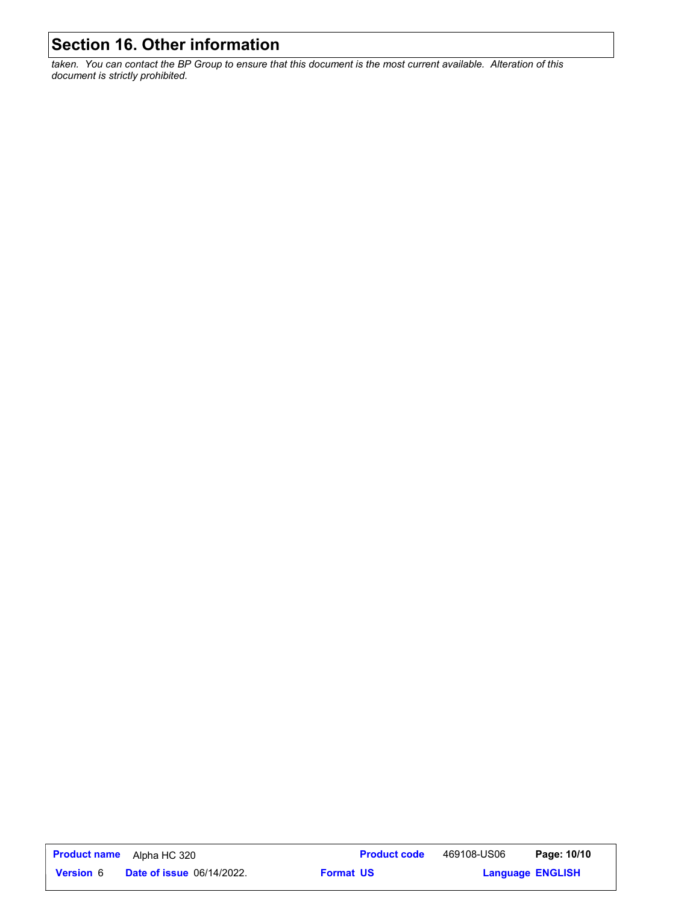## Section 16. Other information

*taken. You can contact the BP Group to ensure that this document is the most current available. Alteration of this document is strictly prohibited.*